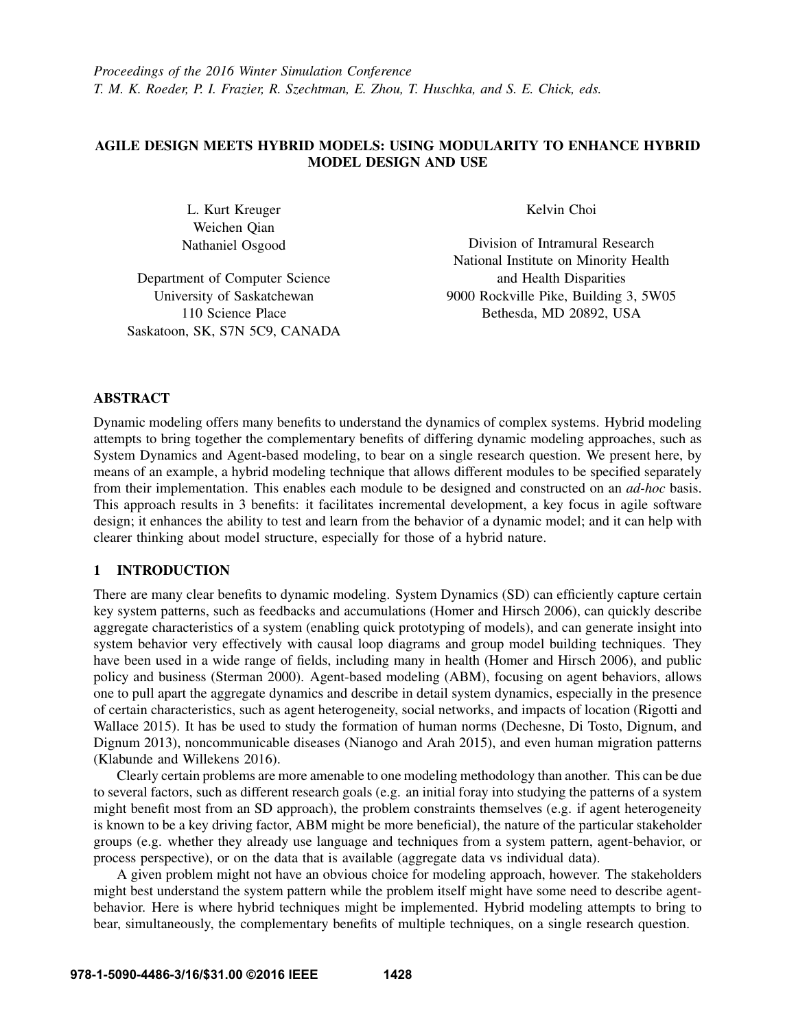# AGILE DESIGN MEETS HYBRID MODELS: USING MODULARITY TO ENHANCE HYBRID MODEL DESIGN AND USE

L. Kurt Kreuger
Weichen Qian
Nathaniel Osgood

Department of Computer Science
University of Saskatchewan
110 Science Place
Saskatoon, SK, S7N 5C9, CANADA

Kelvin Choi

Division of Intramural Research
National Institute on Minority Health
and Health Disparities
9000 Rockville Pike, Building 3, 5W05
Bethesda, MD 20892, USA

## ABSTRACT

Dynamic modeling offers many benefits to understand the dynamics of complex systems. Hybrid modeling attempts to bring together the complementary benefits of differing dynamic modeling approaches, such as System Dynamics and Agent-based modeling, to bear on a single research question. We present here, by means of an example, a hybrid modeling technique that allows different modules to be specified separately from their implementation. This enables each module to be designed and constructed on an *ad-hoc* basis. This approach results in 3 benefits: it facilitates incremental development, a key focus in agile software design; it enhances the ability to test and learn from the behavior of a dynamic model; and it can help with clearer thinking about model structure, especially for those of a hybrid nature.

## 1 INTRODUCTION

There are many clear benefits to dynamic modeling. System Dynamics (SD) can efficiently capture certain key system patterns, such as feedbacks and accumulations (Homer and Hirsch 2006), can quickly describe aggregate characteristics of a system (enabling quick prototyping of models), and can generate insight into system behavior very effectively with causal loop diagrams and group model building techniques. They have been used in a wide range of fields, including many in health (Homer and Hirsch 2006), and public policy and business (Sterman 2000). Agent-based modeling (ABM), focusing on agent behaviors, allows one to pull apart the aggregate dynamics and describe in detail system dynamics, especially in the presence of certain characteristics, such as agent heterogeneity, social networks, and impacts of location (Rigotti and Wallace 2015). It has be used to study the formation of human norms (Dechesne, Di Tosto, Dignum, and Dignum 2013), noncommunicable diseases (Nianogo and Arah 2015), and even human migration patterns (Klabunde and Willekens 2016).

Clearly certain problems are more amenable to one modeling methodology than another. This can be due to several factors, such as different research goals (e.g. an initial foray into studying the patterns of a system might benefit most from an SD approach), the problem constraints themselves (e.g. if agent heterogeneity is known to be a key driving factor, ABM might be more beneficial), the nature of the particular stakeholder groups (e.g. whether they already use language and techniques from a system pattern, agent-behavior, or process perspective), or on the data that is available (aggregate data vs individual data).

A given problem might not have an obvious choice for modeling approach, however. The stakeholders might best understand the system pattern while the problem itself might have some need to describe agent-behavior. Here is where hybrid techniques might be implemented. Hybrid modeling attempts to bring to bear, simultaneously, the complementary benefits of multiple techniques, on a single research question.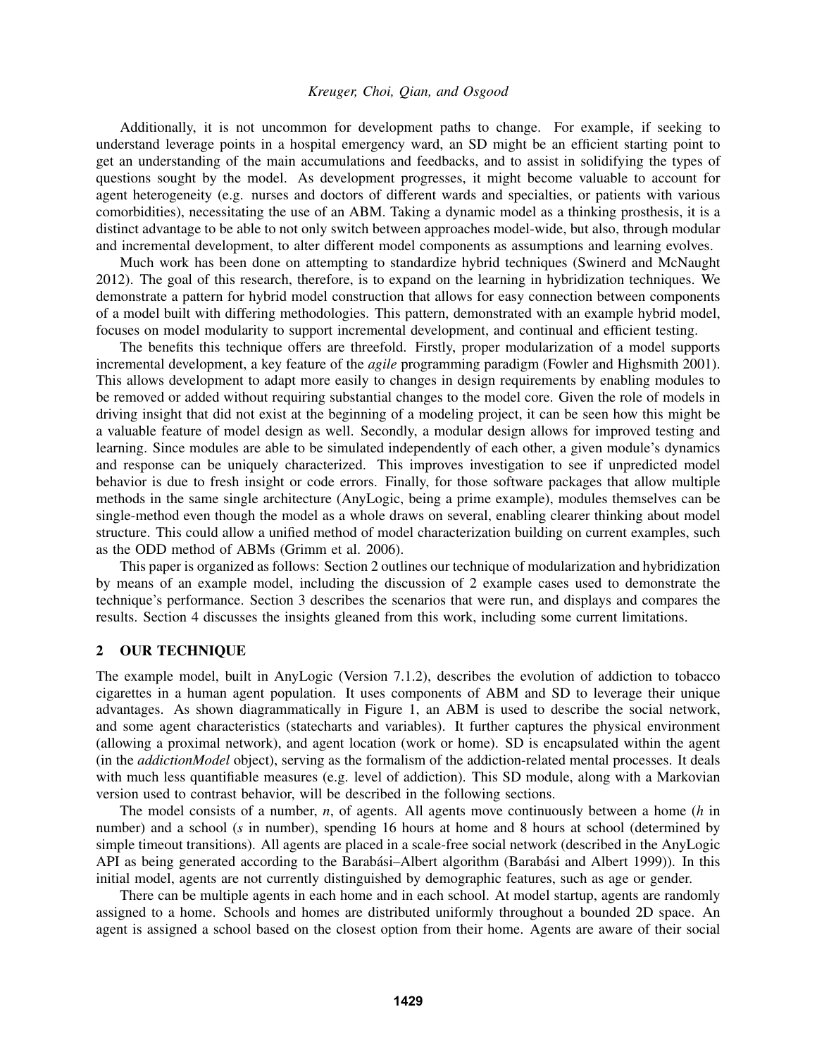Additionally, it is not uncommon for development paths to change. For example, if seeking to understand leverage points in a hospital emergency ward, an SD might be an efficient starting point to get an understanding of the main accumulations and feedbacks, and to assist in solidifying the types of questions sought by the model. As development progresses, it might become valuable to account for agent heterogeneity (e.g. nurses and doctors of different wards and specialties, or patients with various comorbidities), necessitating the use of an ABM. Taking a dynamic model as a thinking prosthesis, it is a distinct advantage to be able to not only switch between approaches model-wide, but also, through modular and incremental development, to alter different model components as assumptions and learning evolves.

Much work has been done on attempting to standardize hybrid techniques (Swinerd and McNaught 2012). The goal of this research, therefore, is to expand on the learning in hybridization techniques. We demonstrate a pattern for hybrid model construction that allows for easy connection between components of a model built with differing methodologies. This pattern, demonstrated with an example hybrid model, focuses on model modularity to support incremental development, and continual and efficient testing.

The benefits this technique offers are threefold. Firstly, proper modularization of a model supports incremental development, a key feature of the *agile* programming paradigm (Fowler and Highsmith 2001). This allows development to adapt more easily to changes in design requirements by enabling modules to be removed or added without requiring substantial changes to the model core. Given the role of models in driving insight that did not exist at the beginning of a modeling project, it can be seen how this might be a valuable feature of model design as well. Secondly, a modular design allows for improved testing and learning. Since modules are able to be simulated independently of each other, a given module's dynamics and response can be uniquely characterized. This improves investigation to see if unpredicted model behavior is due to fresh insight or code errors. Finally, for those software packages that allow multiple methods in the same single architecture (AnyLogic, being a prime example), modules themselves can be single-method even though the model as a whole draws on several, enabling clearer thinking about model structure. This could allow a unified method of model characterization building on current examples, such as the ODD method of ABMs (Grimm et al. 2006).

This paper is organized as follows: Section 2 outlines our technique of modularization and hybridization by means of an example model, including the discussion of 2 example cases used to demonstrate the technique's performance. Section 3 describes the scenarios that were run, and displays and compares the results. Section 4 discusses the insights gleaned from this work, including some current limitations.

## 2 OUR TECHNIQUE

The example model, built in AnyLogic (Version 7.1.2), describes the evolution of addiction to tobacco cigarettes in a human agent population. It uses components of ABM and SD to leverage their unique advantages. As shown diagrammatically in Figure 1, an ABM is used to describe the social network, and some agent characteristics (statecharts and variables). It further captures the physical environment (allowing a proximal network), and agent location (work or home). SD is encapsulated within the agent (in the *addictionModel* object), serving as the formalism of the addiction-related mental processes. It deals with much less quantifiable measures (e.g. level of addiction). This SD module, along with a Markovian version used to contrast behavior, will be described in the following sections.

The model consists of a number, $n$, of agents. All agents move continuously between a home ($h$ in number) and a school ($s$ in number), spending 16 hours at home and 8 hours at school (determined by simple timeout transitions). All agents are placed in a scale-free social network (described in the AnyLogic API as being generated according to the Barabási–Albert algorithm (Barabási and Albert 1999)). In this initial model, agents are not currently distinguished by demographic features, such as age or gender.

There can be multiple agents in each home and in each school. At model startup, agents are randomly assigned to a home. Schools and homes are distributed uniformly throughout a bounded 2D space. An agent is assigned a school based on the closest option from their home. Agents are aware of their social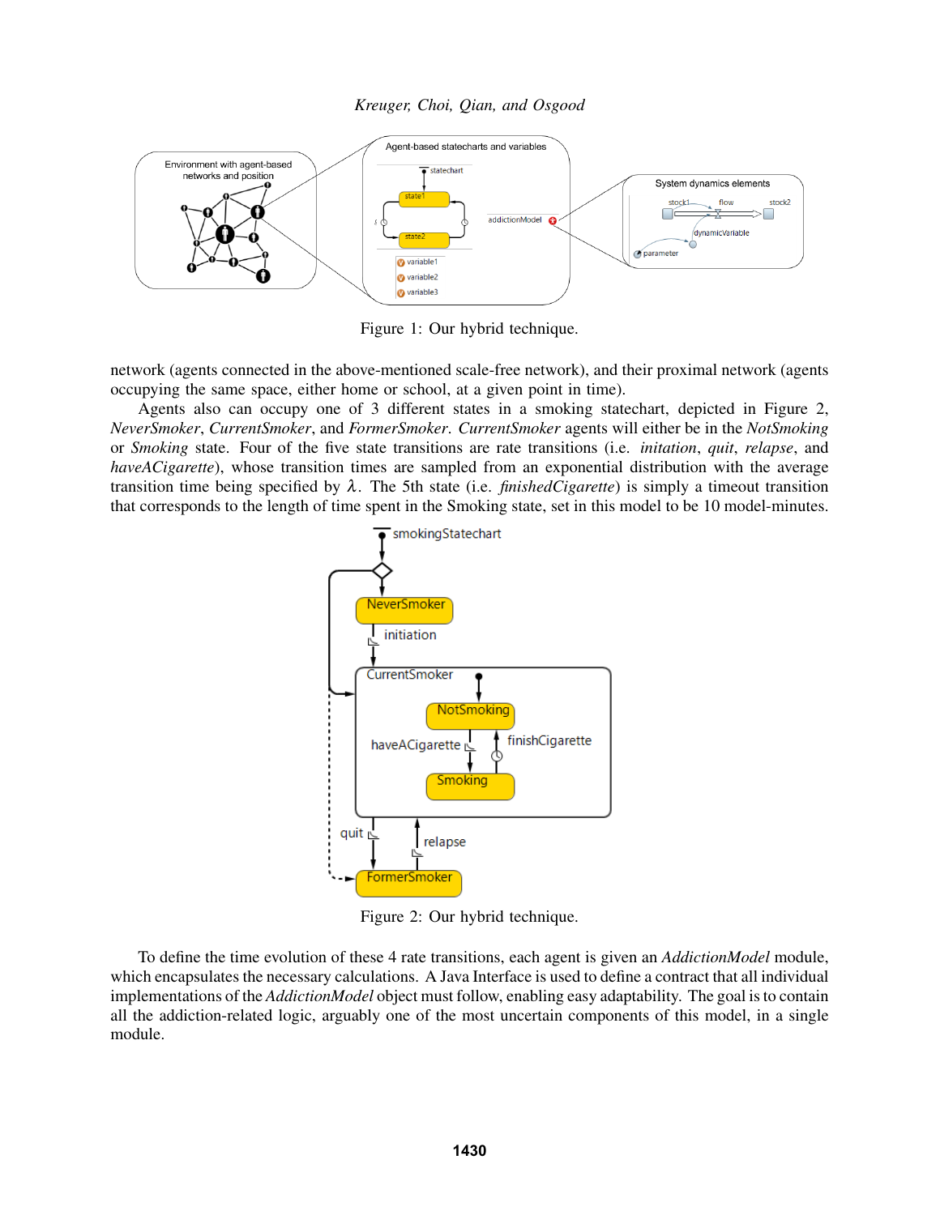Figure 1: Our hybrid technique.

network (agents connected in the above-mentioned scale-free network), and their proximal network (agents occupying the same space, either home or school, at a given point in time).

Agents also can occupy one of 3 different states in a smoking statechart, depicted in Figure 2, *NeverSmoker*, *CurrentSmoker*, and *FormerSmoker*. *CurrentSmoker* agents will either be in the *NotSmoking* or *Smoking* state. Four of the five state transitions are rate transitions (i.e. *initation*, *quit*, *relapse*, and *haveACigarette*), whose transition times are sampled from an exponential distribution with the average transition time being specified by $\lambda$. The 5th state (i.e. *finishedCigarette*) is simply a timeout transition that corresponds to the length of time spent in the Smoking state, set in this model to be 10 model-minutes.

Figure 2: Our hybrid technique.

To define the time evolution of these 4 rate transitions, each agent is given an *AddictionModel* module, which encapsulates the necessary calculations. A Java Interface is used to define a contract that all individual implementations of the *AddictionModel* object must follow, enabling easy adaptability. The goal is to contain all the addiction-related logic, arguably one of the most uncertain components of this model, in a single module.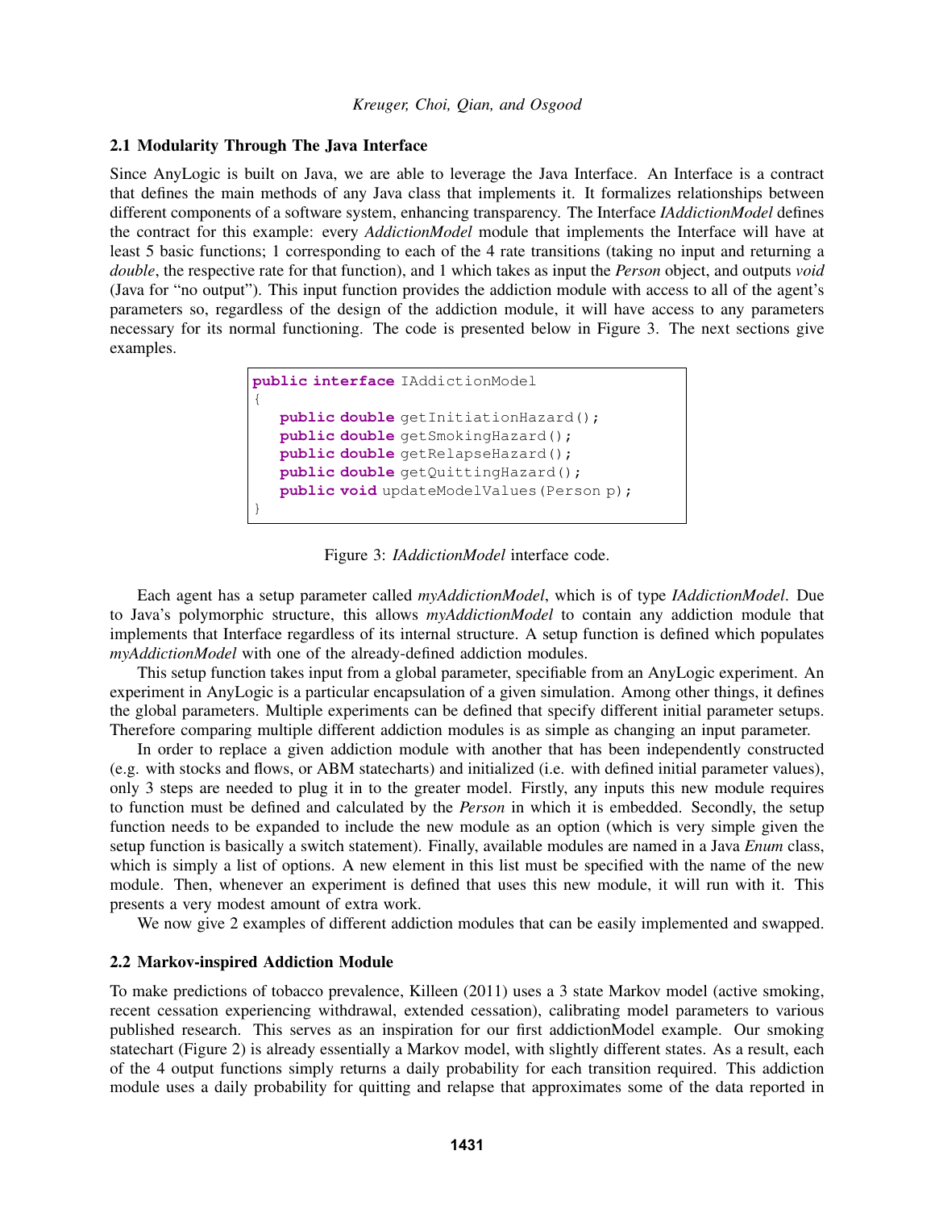### 2.1 Modularity Through The Java Interface

Since AnyLogic is built on Java, we are able to leverage the Java Interface. An Interface is a contract that defines the main methods of any Java class that implements it. It formalizes relationships between different components of a software system, enhancing transparency. The Interface *IAddictionModel* defines the contract for this example: every *AddictionModel* module that implements the Interface will have at least 5 basic functions; 1 corresponding to each of the 4 rate transitions (taking no input and returning a *double*, the respective rate for that function), and 1 which takes as input the *Person* object, and outputs *void* (Java for "no output"). This input function provides the addiction module with access to all of the agent's parameters so, regardless of the design of the addiction module, it will have access to any parameters necessary for its normal functioning. The code is presented below in Figure 3. The next sections give examples.

```
public interface IAddictionModel
{
   public double getInitiationHazard();
   public double getSmokingHazard();
   public double getRelapseHazard();
   public double getQuittingHazard();
   public void updateModelValues(Person p);
}
```

Figure 3: *IAddictionModel* interface code.

Each agent has a setup parameter called *myAddictionModel*, which is of type *IAddictionModel*. Due to Java's polymorphic structure, this allows *myAddictionModel* to contain any addiction module that implements that Interface regardless of its internal structure. A setup function is defined which populates *myAddictionModel* with one of the already-defined addiction modules.

This setup function takes input from a global parameter, specifiable from an AnyLogic experiment. An experiment in AnyLogic is a particular encapsulation of a given simulation. Among other things, it defines the global parameters. Multiple experiments can be defined that specify different initial parameter setups. Therefore comparing multiple different addiction modules is as simple as changing an input parameter.

In order to replace a given addiction module with another that has been independently constructed (e.g. with stocks and flows, or ABM statecharts) and initialized (i.e. with defined initial parameter values), only 3 steps are needed to plug it in to the greater model. Firstly, any inputs this new module requires to function must be defined and calculated by the *Person* in which it is embedded. Secondly, the setup function needs to be expanded to include the new module as an option (which is very simple given the setup function is basically a switch statement). Finally, available modules are named in a Java *Enum* class, which is simply a list of options. A new element in this list must be specified with the name of the new module. Then, whenever an experiment is defined that uses this new module, it will run with it. This presents a very modest amount of extra work.

We now give 2 examples of different addiction modules that can be easily implemented and swapped.

### 2.2 Markov-inspired Addiction Module

To make predictions of tobacco prevalence, Killeen (2011) uses a 3 state Markov model (active smoking, recent cessation experiencing withdrawal, extended cessation), calibrating model parameters to various published research. This serves as an inspiration for our first addictionModel example. Our smoking statechart (Figure 2) is already essentially a Markov model, with slightly different states. As a result, each of the 4 output functions simply returns a daily probability for each transition required. This addiction module uses a daily probability for quitting and relapse that approximates some of the data reported in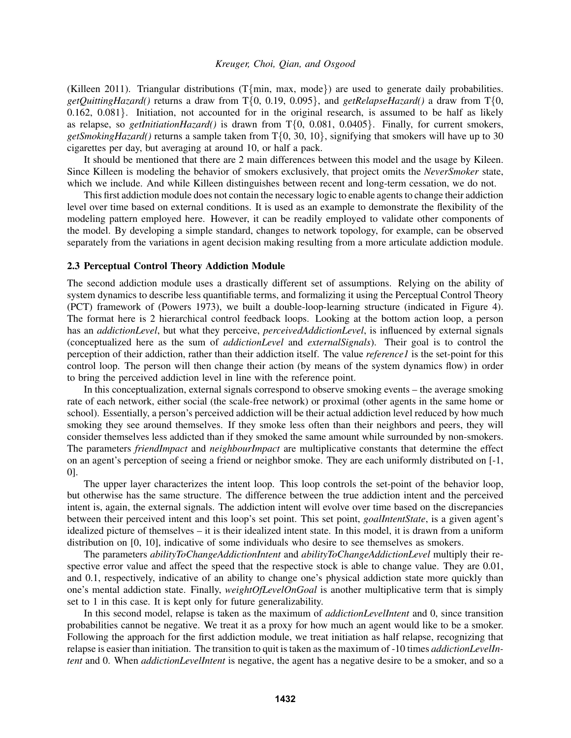(Killeen 2011). Triangular distributions (T{min, max, mode}) are used to generate daily probabilities. *getQuittingHazard()* returns a draw from T{0, 0.19, 0.095}, and *getRelapseHazard()* a draw from T{0, 0.162, 0.081}. Initiation, not accounted for in the original research, is assumed to be half as likely as relapse, so *getInitiationHazard()* is drawn from T{0, 0.081, 0.0405}. Finally, for current smokers, *getSmokingHazard()* returns a sample taken from T{0, 30, 10}, signifying that smokers will have up to 30 cigarettes per day, but averaging at around 10, or half a pack.

It should be mentioned that there are 2 main differences between this model and the usage by Kileen. Since Killeen is modeling the behavior of smokers exclusively, that project omits the *NeverSmoker* state, which we include. And while Killeen distinguishes between recent and long-term cessation, we do not.

This first addiction module does not contain the necessary logic to enable agents to change their addiction level over time based on external conditions. It is used as an example to demonstrate the flexibility of the modeling pattern employed here. However, it can be readily employed to validate other components of the model. By developing a simple standard, changes to network topology, for example, can be observed separately from the variations in agent decision making resulting from a more articulate addiction module.

### 2.3 Perceptual Control Theory Addiction Module

The second addiction module uses a drastically different set of assumptions. Relying on the ability of system dynamics to describe less quantifiable terms, and formalizing it using the Perceptual Control Theory (PCT) framework of (Powers 1973), we built a double-loop-learning structure (indicated in Figure 4). The format here is 2 hierarchical control feedback loops. Looking at the bottom action loop, a person has an *addictionLevel*, but what they perceive, *perceivedAddictionLevel*, is influenced by external signals (conceptualized here as the sum of *addictionLevel* and *externalSignals*). Their goal is to control the perception of their addiction, rather than their addiction itself. The value *reference1* is the set-point for this control loop. The person will then change their action (by means of the system dynamics flow) in order to bring the perceived addiction level in line with the reference point.

In this conceptualization, external signals correspond to observe smoking events – the average smoking rate of each network, either social (the scale-free network) or proximal (other agents in the same home or school). Essentially, a person's perceived addiction will be their actual addiction level reduced by how much smoking they see around themselves. If they smoke less often than their neighbors and peers, they will consider themselves less addicted than if they smoked the same amount while surrounded by non-smokers. The parameters *friendImpact* and *neighbourImpact* are multiplicative constants that determine the effect on an agent's perception of seeing a friend or neighbor smoke. They are each uniformly distributed on [-1, 0].

The upper layer characterizes the intent loop. This loop controls the set-point of the behavior loop, but otherwise has the same structure. The difference between the true addiction intent and the perceived intent is, again, the external signals. The addiction intent will evolve over time based on the discrepancies between their perceived intent and this loop's set point. This set point, *goalIntentState*, is a given agent's idealized picture of themselves – it is their idealized intent state. In this model, it is drawn from a uniform distribution on [0, 10], indicative of some individuals who desire to see themselves as smokers.

The parameters *abilityToChangeAddictionIntent* and *abilityToChangeAddictionLevel* multiply their respective error value and affect the speed that the respective stock is able to change value. They are 0.01, and 0.1, respectively, indicative of an ability to change one's physical addiction state more quickly than one's mental addiction state. Finally, *weightOfLevelOnGoal* is another multiplicative term that is simply set to 1 in this case. It is kept only for future generalizability.

In this second model, relapse is taken as the maximum of *addictionLevelIntent* and 0, since transition probabilities cannot be negative. We treat it as a proxy for how much an agent would like to be a smoker. Following the approach for the first addiction module, we treat initiation as half relapse, recognizing that relapse is easier than initiation. The transition to quit is taken as the maximum of -10 times *addictionLevelIntent* and 0. When *addictionLevelIntent* is negative, the agent has a negative desire to be a smoker, and so a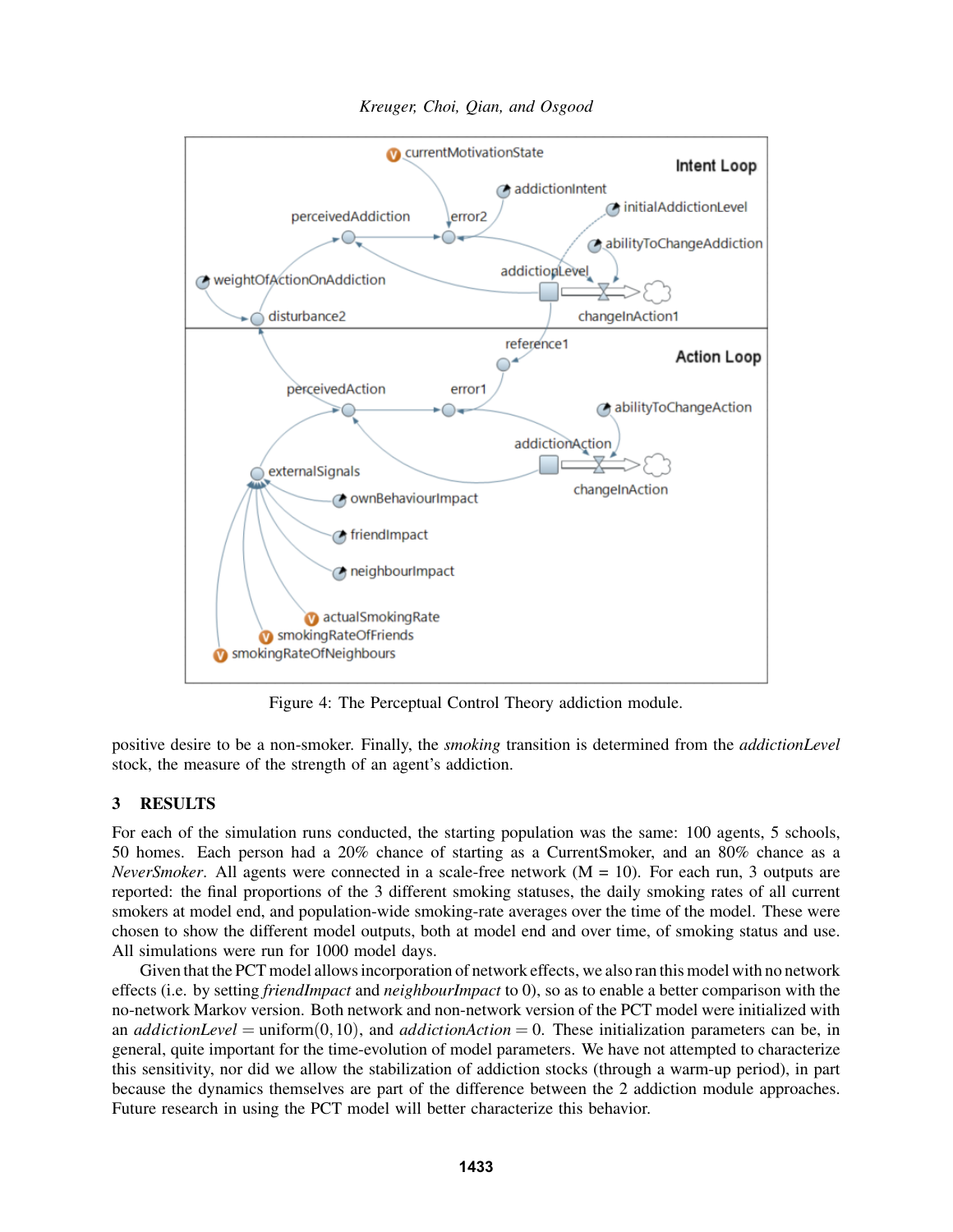Figure 4: The Perceptual Control Theory addiction module.

positive desire to be a non-smoker. Finally, the *smoking* transition is determined from the *addictionLevel* stock, the measure of the strength of an agent's addiction.

## 3 RESULTS

For each of the simulation runs conducted, the starting population was the same: 100 agents, 5 schools, 50 homes. Each person had a 20% chance of starting as a CurrentSmoker, and an 80% chance as a *NeverSmoker*. All agents were connected in a scale-free network (M = 10). For each run, 3 outputs are reported: the final proportions of the 3 different smoking statuses, the daily smoking rates of all current smokers at model end, and population-wide smoking-rate averages over the time of the model. These were chosen to show the different model outputs, both at model end and over time, of smoking status and use. All simulations were run for 1000 model days.

Given that the PCT model allows incorporation of network effects, we also ran this model with no network effects (i.e. by setting *friendImpact* and *neighbourImpact* to 0), so as to enable a better comparison with the no-network Markov version. Both network and non-network version of the PCT model were initialized with an $addictionLevel = \text{uniform}(0, 10)$, and $addictionAction = 0$. These initialization parameters can be, in general, quite important for the time-evolution of model parameters. We have not attempted to characterize this sensitivity, nor did we allow the stabilization of addiction stocks (through a warm-up period), in part because the dynamics themselves are part of the difference between the 2 addiction module approaches. Future research in using the PCT model will better characterize this behavior.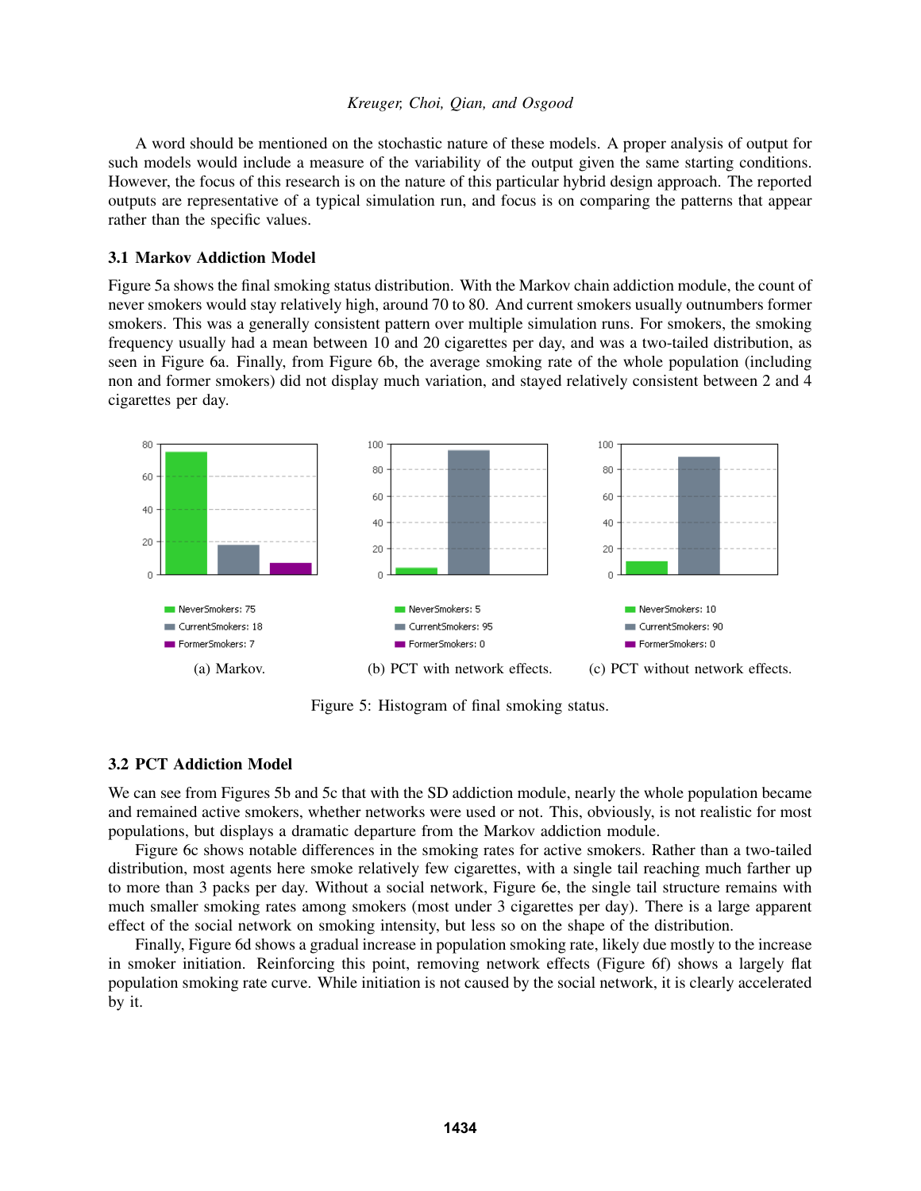A word should be mentioned on the stochastic nature of these models. A proper analysis of output for such models would include a measure of the variability of the output given the same starting conditions. However, the focus of this research is on the nature of this particular hybrid design approach. The reported outputs are representative of a typical simulation run, and focus is on comparing the patterns that appear rather than the specific values.

### 3.1 Markov Addiction Model

Figure 5a shows the final smoking status distribution. With the Markov chain addiction module, the count of never smokers would stay relatively high, around 70 to 80. And current smokers usually outnumber former smokers. This was a generally consistent pattern over multiple simulation runs. For smokers, the smoking frequency usually had a mean between 10 and 20 cigarettes per day, and was a two-tailed distribution, as seen in Figure 6a. Finally, from Figure 6b, the average smoking rate of the whole population (including non and former smokers) did not display much variation, and stayed relatively consistent between 2 and 4 cigarettes per day.

NeverSmokers: 75
CurrentSmokers: 18
FormerSmokers: 7

(a) Markov.

NeverSmokers: 5
CurrentSmokers: 95
FormerSmokers: 0

(b) PCT with network effects.

NeverSmokers: 10
CurrentSmokers: 90
FormerSmokers: 0

(c) PCT without network effects.

Figure 5: Histogram of final smoking status.

### 3.2 PCT Addiction Model

We can see from Figures 5b and 5c that with the SD addiction module, nearly the whole population became and remained active smokers, whether networks were used or not. This, obviously, is not realistic for most populations, but displays a dramatic departure from the Markov addiction module.

Figure 6c shows notable differences in the smoking rates for active smokers. Rather than a two-tailed distribution, most agents here smoke relatively few cigarettes, with a single tail reaching much farther up to more than 3 packs per day. Without a social network, Figure 6e, the single tail structure remains with much smaller smoking rates among smokers (most under 3 cigarettes per day). There is a large apparent effect of the social network on smoking intensity, but less so on the shape of the distribution.

Finally, Figure 6d shows a gradual increase in population smoking rate, likely due mostly to the increase in smoker initiation. Reinforcing this point, removing network effects (Figure 6f) shows a largely flat population smoking rate curve. While initiation is not caused by the social network, it is clearly accelerated by it.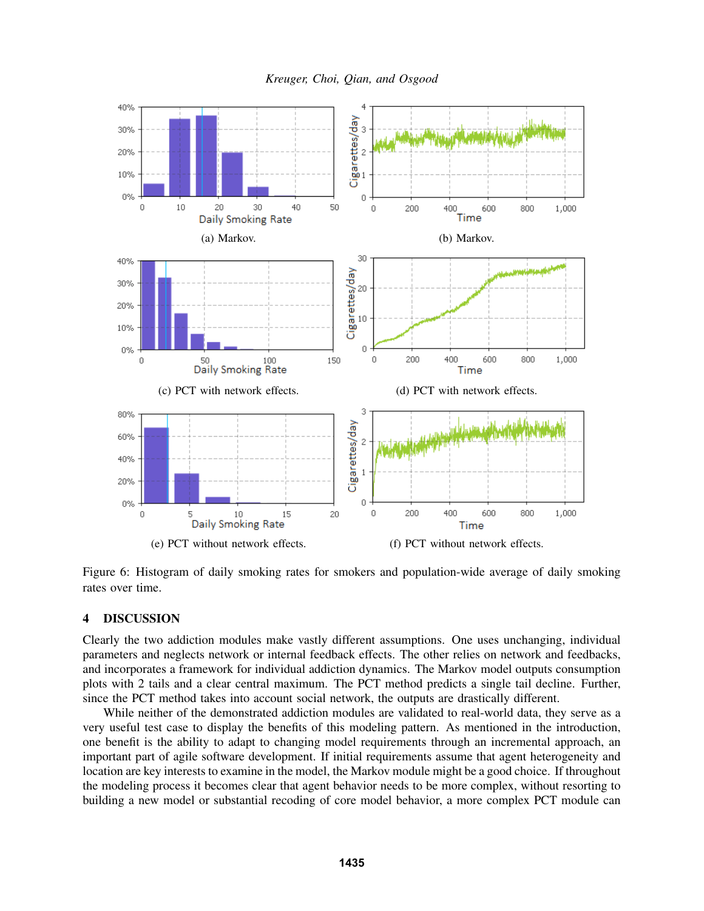(a) Markov.

(b) Markov.

(c) PCT with network effects.

(d) PCT with network effects.

(e) PCT without network effects.

(f) PCT without network effects.

Figure 6: Histogram of daily smoking rates for smokers and population-wide average of daily smoking rates over time.

## 4 DISCUSSION

Clearly the two addiction modules make vastly different assumptions. One uses unchanging, individual parameters and neglects network or internal feedback effects. The other relies on network and feedbacks, and incorporates a framework for individual addiction dynamics. The Markov model outputs consumption plots with 2 tails and a clear central maximum. The PCT method predicts a single tail decline. Further, since the PCT method takes into account social network, the outputs are drastically different.

While neither of the demonstrated addiction modules are validated to real-world data, they serve as a very useful test case to display the benefits of this modeling pattern. As mentioned in the introduction, one benefit is the ability to adapt to changing model requirements through an incremental approach, an important part of agile software development. If initial requirements assume that agent heterogeneity and location are key interests to examine in the model, the Markov module might be a good choice. If throughout the modeling process it becomes clear that agent behavior needs to be more complex, without resorting to building a new model or substantial recoding of core model behavior, a more complex PCT module can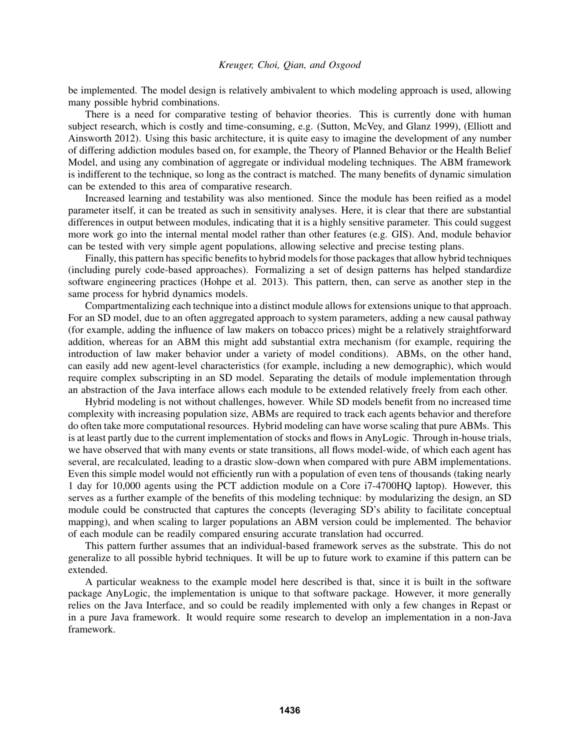be implemented. The model design is relatively ambivalent to which modeling approach is used, allowing many possible hybrid combinations.

There is a need for comparative testing of behavior theories. This is currently done with human subject research, which is costly and time-consuming, e.g. (Sutton, McVey, and Glanz 1999), (Elliott and Ainsworth 2012). Using this basic architecture, it is quite easy to imagine the development of any number of differing addiction modules based on, for example, the Theory of Planned Behavior or the Health Belief Model, and using any combination of aggregate or individual modeling techniques. The ABM framework is indifferent to the technique, so long as the contract is matched. The many benefits of dynamic simulation can be extended to this area of comparative research.

Increased learning and testability was also mentioned. Since the module has been reified as a model parameter itself, it can be treated as such in sensitivity analyses. Here, it is clear that there are substantial differences in output between modules, indicating that it is a highly sensitive parameter. This could suggest more work go into the internal mental model rather than other features (e.g. GIS). And, module behavior can be tested with very simple agent populations, allowing selective and precise testing plans.

Finally, this pattern has specific benefits to hybrid models for those packages that allow hybrid techniques (including purely code-based approaches). Formalizing a set of design patterns has helped standardize software engineering practices (Hohpe et al. 2013). This pattern, then, can serve as another step in the same process for hybrid dynamics models.

Compartmentalizing each technique into a distinct module allows for extensions unique to that approach. For an SD model, due to an often aggregated approach to system parameters, adding a new causal pathway (for example, adding the influence of law makers on tobacco prices) might be a relatively straightforward addition, whereas for an ABM this might add substantial extra mechanism (for example, requiring the introduction of law maker behavior under a variety of model conditions). ABMs, on the other hand, can easily add new agent-level characteristics (for example, including a new demographic), which would require complex subscripting in an SD model. Separating the details of module implementation through an abstraction of the Java interface allows each module to be extended relatively freely from each other.

Hybrid modeling is not without challenges, however. While SD models benefit from no increased time complexity with increasing population size, ABMs are required to track each agents behavior and therefore do often take more computational resources. Hybrid modeling can have worse scaling that pure ABMs. This is at least partly due to the current implementation of stocks and flows in AnyLogic. Through in-house trials, we have observed that with many events or state transitions, all flows model-wide, of which each agent has several, are recalculated, leading to a drastic slow-down when compared with pure ABM implementations. Even this simple model would not efficiently run with a population of even tens of thousands (taking nearly 1 day for 10,000 agents using the PCT addiction module on a Core i7-4700HQ laptop). However, this serves as a further example of the benefits of this modeling technique: by modularizing the design, an SD module could be constructed that captures the concepts (leveraging SD's ability to facilitate conceptual mapping), and when scaling to larger populations an ABM version could be implemented. The behavior of each module can be readily compared ensuring accurate translation had occurred.

This pattern further assumes that an individual-based framework serves as the substrate. This do not generalize to all possible hybrid techniques. It will be up to future work to examine if this pattern can be extended.

A particular weakness to the example model here described is that, since it is built in the software package AnyLogic, the implementation is unique to that software package. However, it more generally relies on the Java Interface, and so could be readily implemented with only a few changes in Repast or in a pure Java framework. It would require some research to develop an implementation in a non-Java framework.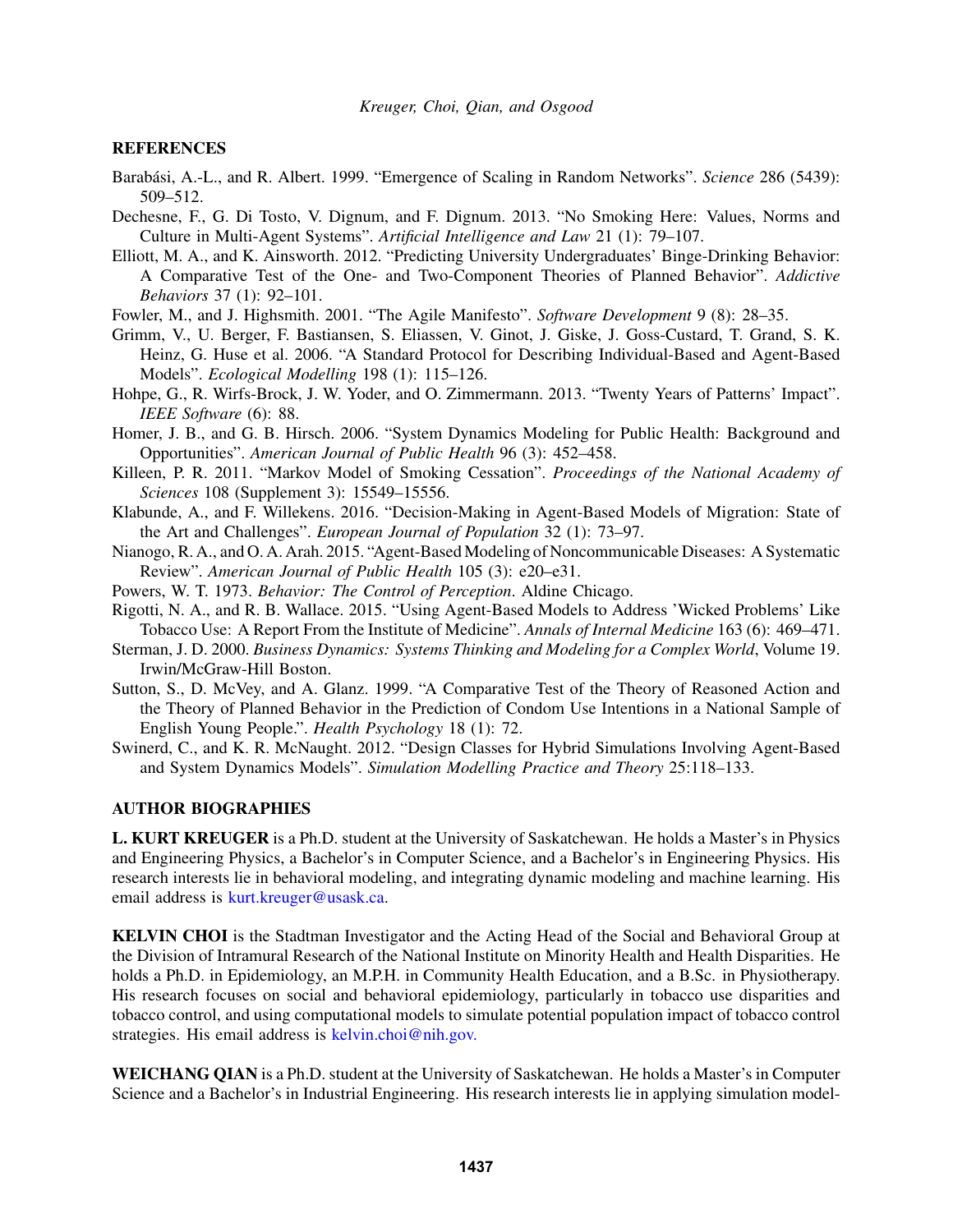## REFERENCES

Barabási, A.-L., and R. Albert. 1999. "Emergence of Scaling in Random Networks". *Science* 286 (5439): 509–512.

Dechesne, F., G. Di Tosto, V. Dignum, and F. Dignum. 2013. "No Smoking Here: Values, Norms and Culture in Multi-Agent Systems". *Artificial Intelligence and Law* 21 (1): 79–107.

Elliott, M. A., and K. Ainsworth. 2012. "Predicting University Undergraduates' Binge-Drinking Behavior: A Comparative Test of the One- and Two-Component Theories of Planned Behavior". *Addictive Behaviors* 37 (1): 92–101.

Fowler, M., and J. Highsmith. 2001. "The Agile Manifesto". *Software Development* 9 (8): 28–35.

Grimm, V., U. Berger, F. Bastiansen, S. Eliassen, V. Ginot, J. Giske, J. Goss-Custard, T. Grand, S. K. Heinz, G. Huse et al. 2006. "A Standard Protocol for Describing Individual-Based and Agent-Based Models". *Ecological Modelling* 198 (1): 115–126.

Hohpe, G., R. Wirfs-Brock, J. W. Yoder, and O. Zimmermann. 2013. "Twenty Years of Patterns' Impact". *IEEE Software* (6): 88.

Homer, J. B., and G. B. Hirsch. 2006. "System Dynamics Modeling for Public Health: Background and Opportunities". *American Journal of Public Health* 96 (3): 452–458.

Killeen, P. R. 2011. "Markov Model of Smoking Cessation". *Proceedings of the National Academy of Sciences* 108 (Supplement 3): 15549–15556.

Klabunde, A., and F. Willekens. 2016. "Decision-Making in Agent-Based Models of Migration: State of the Art and Challenges". *European Journal of Population* 32 (1): 73–97.

Nianogo, R. A., and O. A. Arah. 2015. "Agent-Based Modeling of Noncommunicable Diseases: A Systematic Review". *American Journal of Public Health* 105 (3): e20–e31.

Powers, W. T. 1973. *Behavior: The Control of Perception*. Aldine Chicago.

Rigotti, N. A., and R. B. Wallace. 2015. "Using Agent-Based Models to Address 'Wicked Problems' Like Tobacco Use: A Report From the Institute of Medicine". *Annals of Internal Medicine* 163 (6): 469–471.

Sterman, J. D. 2000. *Business Dynamics: Systems Thinking and Modeling for a Complex World*, Volume 19. Irwin/McGraw-Hill Boston.

Sutton, S., D. McVey, and A. Glanz. 1999. "A Comparative Test of the Theory of Reasoned Action and the Theory of Planned Behavior in the Prediction of Condom Use Intentions in a National Sample of English Young People.". *Health Psychology* 18 (1): 72.

Swinerd, C., and K. R. McNaught. 2012. "Design Classes for Hybrid Simulations Involving Agent-Based and System Dynamics Models". *Simulation Modelling Practice and Theory* 25:118–133.

## AUTHOR BIOGRAPHIES

**L. KURT KREUGER** is a Ph.D. student at the University of Saskatchewan. He holds a Master's in Physics and Engineering Physics, a Bachelor's in Computer Science, and a Bachelor's in Engineering Physics. His research interests lie in behavioral modeling, and integrating dynamic modeling and machine learning. His email address is kurt.kreuger@usask.ca.

**KELVIN CHOI** is the Stadtman Investigator and the Acting Head of the Social and Behavioral Group at the Division of Intramural Research of the National Institute on Minority Health and Health Disparities. He holds a Ph.D. in Epidemiology, an M.P.H. in Community Health Education, and a B.Sc. in Physiotherapy. His research focuses on social and behavioral epidemiology, particularly in tobacco use disparities and tobacco control, and using computational models to simulate potential population impact of tobacco control strategies. His email address is kelvin.choi@nih.gov.

**WEICHANG QIAN** is a Ph.D. student at the University of Saskatchewan. He holds a Master's in Computer Science and a Bachelor's in Industrial Engineering. His research interests lie in applying simulation model-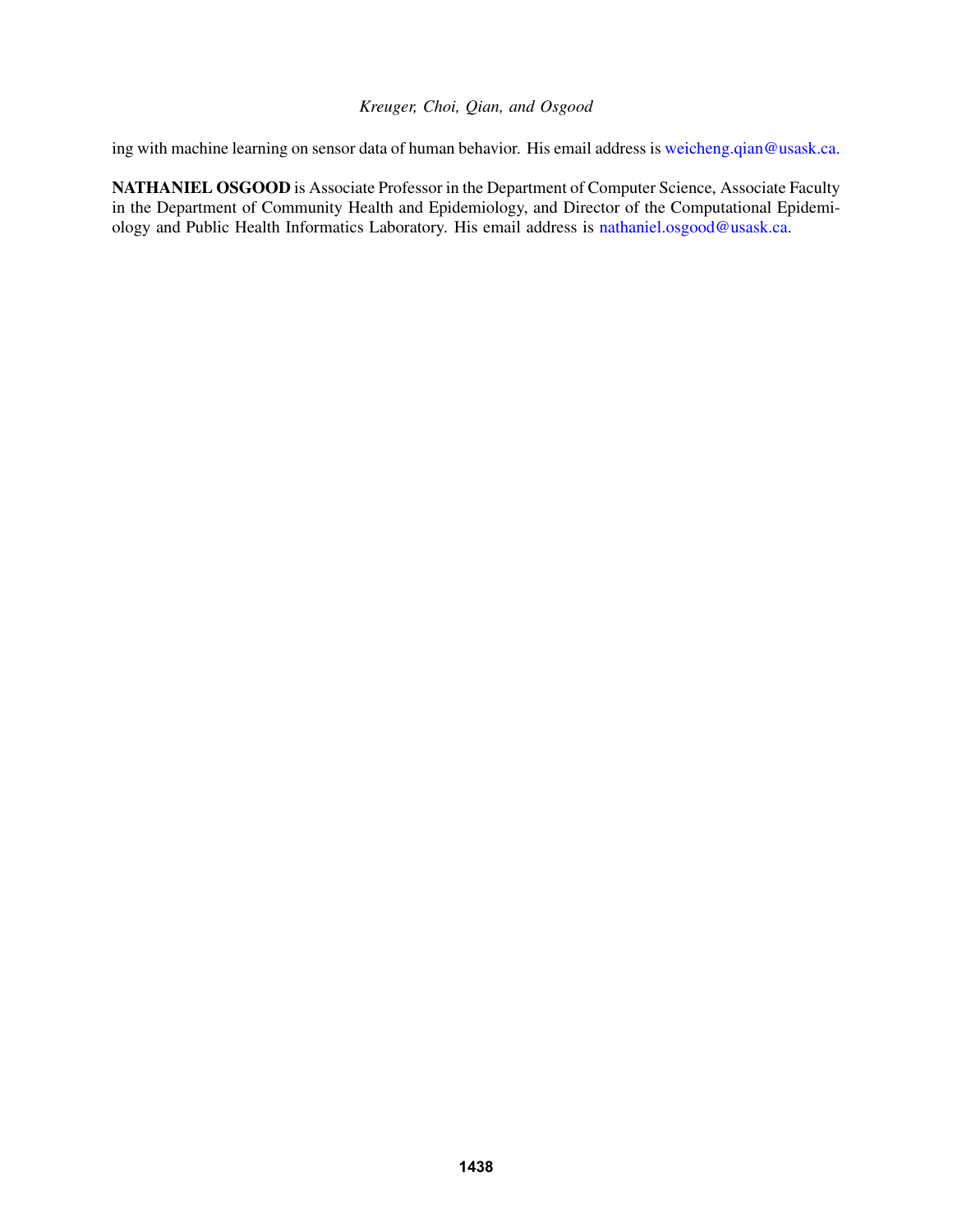ing with machine learning on sensor data of human behavior. His email address is weicheng.qian@usask.ca.

**NATHANIEL OSGOOD** is Associate Professor in the Department of Computer Science, Associate Faculty in the Department of Community Health and Epidemiology, and Director of the Computational Epidemiology and Public Health Informatics Laboratory. His email address is nathaniel.osgood@usask.ca.